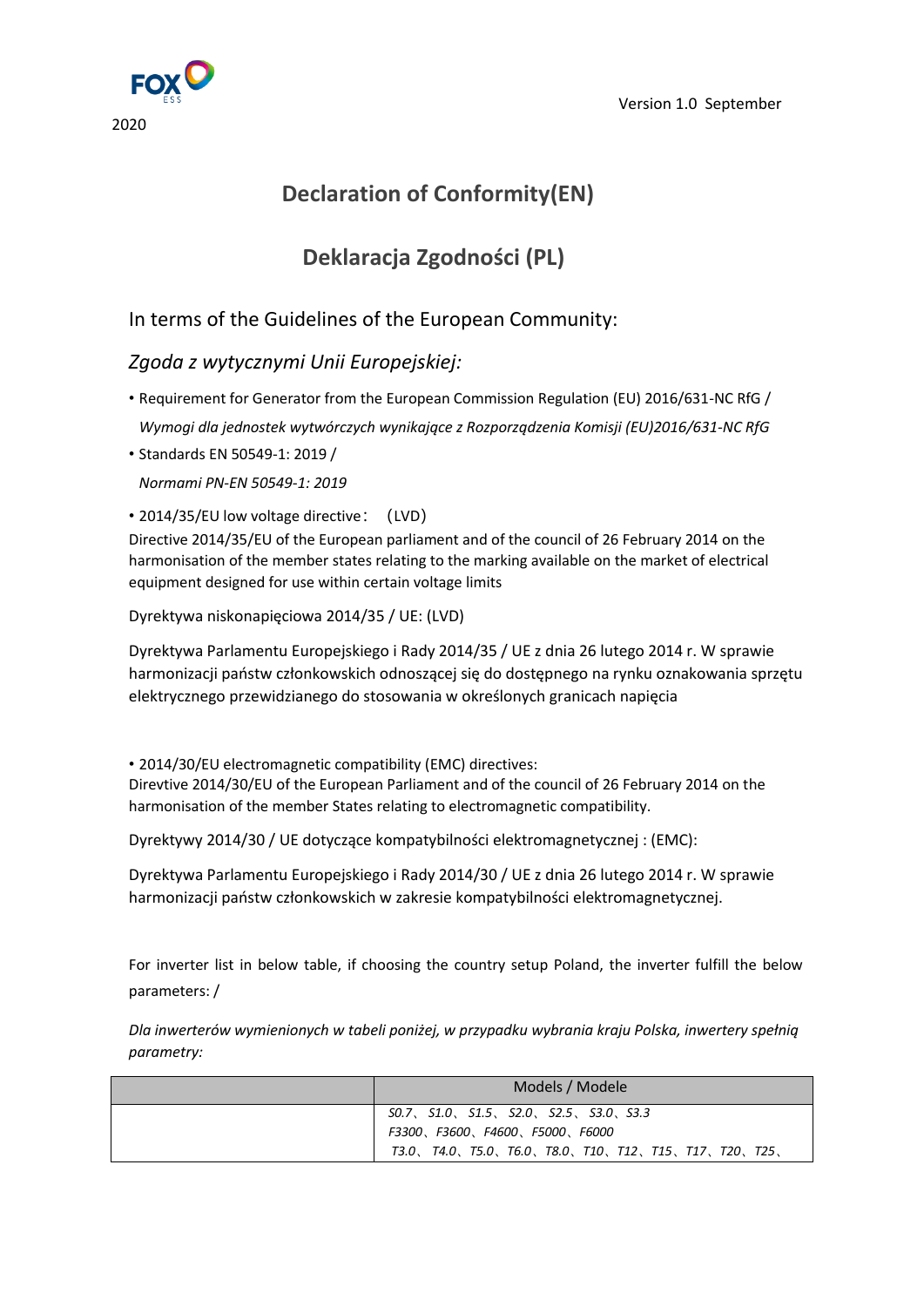Version 1.0 September 2020

# Declaration of Conformity(EN)

# Deklaracja Zgodności (PL)

## In terms of the Guidelines of the European Community:

## *Zgoda z wytycznymi Unii Europejskiej:*

- Requirement for Generator from the European Commission Regulation (EU) 2016/631-NC RfG /
  *Wymogi dla jednostek wytwórczych wynikające z Rozporządzenia Komisji (EU)2016/631-NC RfG*
- Standards EN 50549-1: 2019 /
  *Normami PN-EN 50549-1: 2019*
- 2014/35/EU low voltage directive：（LVD）

Directive 2014/35/EU of the European parliament and of the council of 26 February 2014 on the harmonisation of the member states relating to the marking available on the market of electrical equipment designed for use within certain voltage limits

Dyrektywa niskonapięciowa 2014/35 / UE: (LVD)

Dyrektywa Parlamentu Europejskiego i Rady 2014/35 / UE z dnia 26 lutego 2014 r. W sprawie harmonizacji państw członkowskich odnoszącej się do dostępnego na rynku oznakowania sprzętu elektrycznego przewidzianego do stosowania w określonych granicach napięcia

- 2014/30/EU electromagnetic compatibility (EMC) directives:

Direvtive 2014/30/EU of the European Parliament and of the council of 26 February 2014 on the harmonisation of the member States relating to electromagnetic compatibility.

Dyrektywy 2014/30 / UE dotyczące kompatybilności elektromagnetycznej : (EMC):

Dyrektywa Parlamentu Europejskiego i Rady 2014/30 / UE z dnia 26 lutego 2014 r. W sprawie harmonizacji państw członkowskich w zakresie kompatybilności elektromagnetycznej.

For inverter list in below table, if choosing the country setup Poland, the inverter fulfill the below parameters: /

*Dla inwerterów wymienionych w tabeli poniżej, w przypadku wybrania kraju Polska, inwertery spełnią parametry:*

| | Models / Modele |
|---|---|
| | *S0.7、S1.0、S1.5、S2.0、S2.5、S3.0、S3.3*<br>*F3300、F3600、F4600、F5000、F6000*<br>*T3.0、T4.0、T5.0、T6.0、T8.0、T10、T12、T15、T17、T20、T25、* |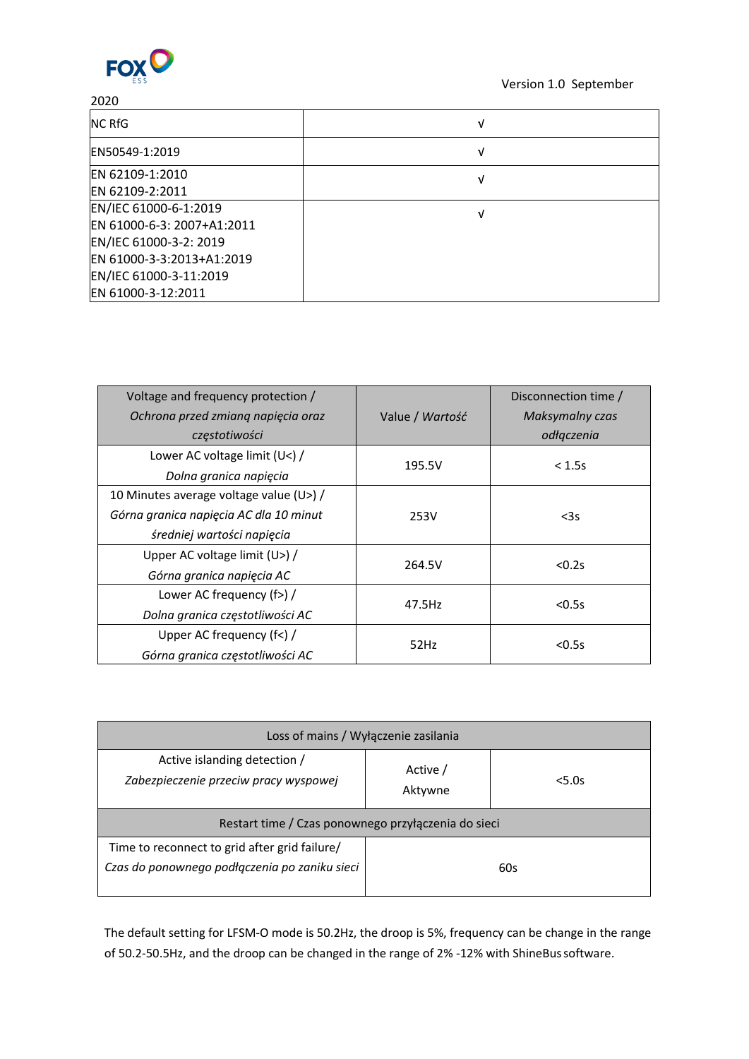2020

| NC RfG | √ |
|---|---|
| EN50549-1:2019 | √ |
| EN 62109-1:2010<br>EN 62109-2:2011 | √ |
| EN/IEC 61000-6-1:2019<br>EN 61000-6-3: 2007+A1:2011<br>EN/IEC 61000-3-2: 2019<br>EN 61000-3-3:2013+A1:2019<br>EN/IEC 61000-3-11:2019<br>EN 61000-3-12:2011 | √ |

| Voltage and frequency protection / *Ochrona przed zmianą napięcia oraz częstotiwości* | Value / *Wartość* | Disconnection time / *Maksymalny czas odłączenia* |
|---|---|---|
| Lower AC voltage limit (U<) / *Dolna granica napięcia* | 195.5V | < 1.5s |
| 10 Minutes average voltage value (U>) / *Górna granica napięcia AC dla 10 minut średniej wartości napięcia* | 253V | <3s |
| Upper AC voltage limit (U>) / *Górna granica napięcia AC* | 264.5V | <0.2s |
| Lower AC frequency (f>) / *Dolna granica częstotliwości AC* | 47.5Hz | <0.5s |
| Upper AC frequency (f<) / *Górna granica częstotliwości AC* | 52Hz | <0.5s |

| Loss of mains / Wyłączenie zasilania | | |
|---|---|---|
| Active islanding detection / *Zabezpieczenie przeciw pracy wyspowej* | Active / Aktywne | <5.0s |
| Restart time / Czas ponownego przyłączenia do sieci | | |
| Time to reconnect to grid after grid failure/ *Czas do ponownego podłączenia po zaniku sieci* | 60s | |

The default setting for LFSM-O mode is 50.2Hz, the droop is 5%, frequency can be change in the range of 50.2-50.5Hz, and the droop can be changed in the range of 2% -12% with ShineBus software.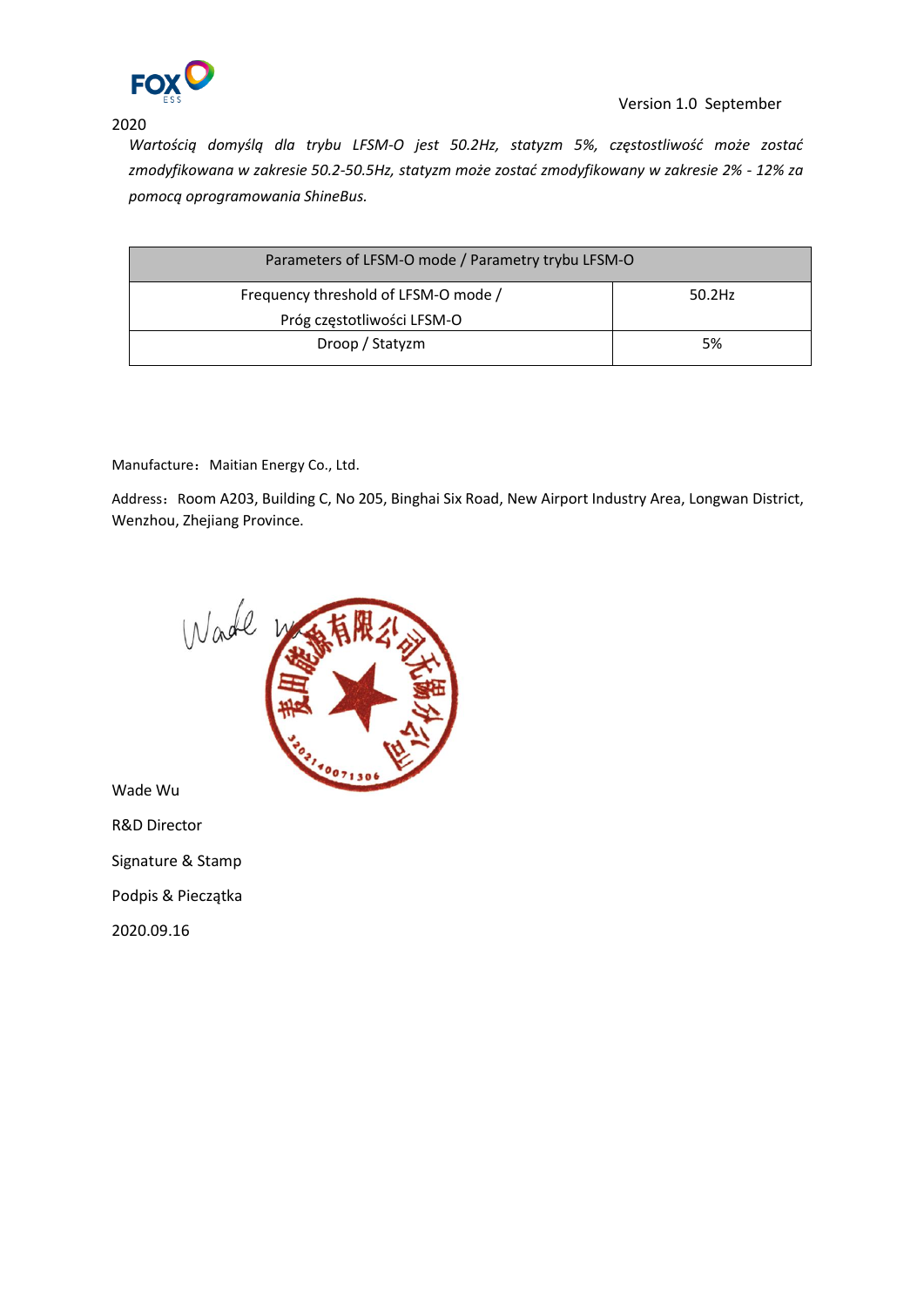Version 1.0 September 2020

*Wartością domyślą dla trybu LFSM-O jest 50.2Hz, statyzm 5%, częstostliwość może zostać zmodyfikowana w zakresie 50.2-50.5Hz, statyzm może zostać zmodyfikowany w zakresie 2% - 12% za pomocą oprogramowania ShineBus.*

| Parameters of LFSM-O mode / Parametry trybu LFSM-O | |
|---|---|
| Frequency threshold of LFSM-O mode / Próg częstotliwości LFSM-O | 50.2Hz |
| Droop / Statyzm | 5% |

Manufacture：Maitian Energy Co., Ltd.

Address：Room A203, Building C, No 205, Binghai Six Road, New Airport Industry Area, Longwan District, Wenzhou, Zhejiang Province.

Wade Wu

R&D Director

Signature & Stamp

Podpis & Pieczątka

2020.09.16